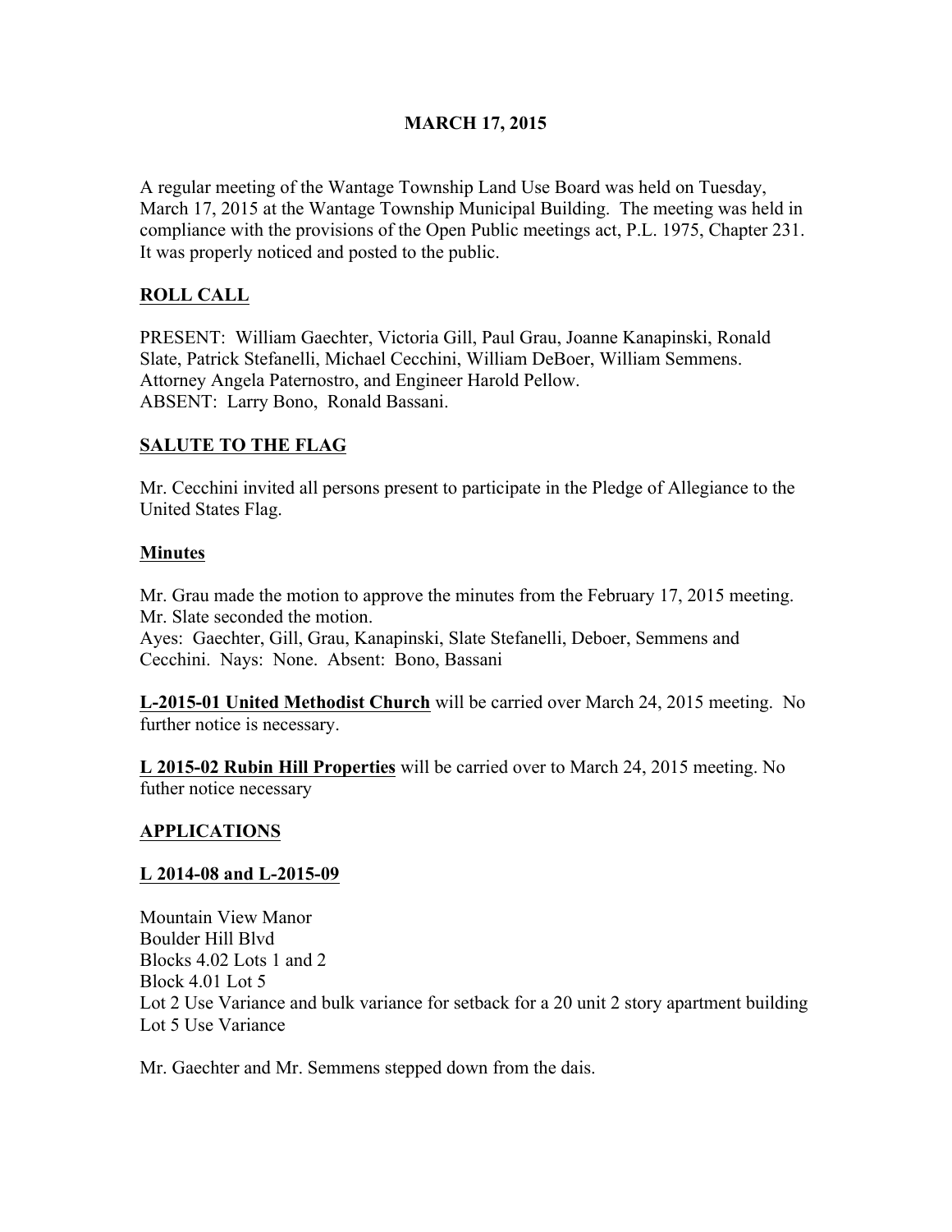# MARCH 17, 2015

A regular meeting of the Wantage Township Land Use Board was held on Tuesday, March 17, 2015 at the Wantage Township Municipal Building. The meeting was held in compliance with the provisions of the Open Public meetings act, P.L. 1975, Chapter 231. It was properly noticed and posted to the public.

## ROLL CALL

PRESENT: William Gaechter, Victoria Gill, Paul Grau, Joanne Kanapinski, Ronald Slate, Patrick Stefanelli, Michael Cecchini, William DeBoer, William Semmens. Attorney Angela Paternostro, and Engineer Harold Pellow.
ABSENT: Larry Bono, Ronald Bassani.

## SALUTE TO THE FLAG

Mr. Cecchini invited all persons present to participate in the Pledge of Allegiance to the United States Flag.

## Minutes

Mr. Grau made the motion to approve the minutes from the February 17, 2015 meeting. Mr. Slate seconded the motion.
Ayes: Gaechter, Gill, Grau, Kanapinski, Slate Stefanelli, Deboer, Semmens and Cecchini. Nays: None. Absent: Bono, Bassani

**L-2015-01 United Methodist Church** will be carried over March 24, 2015 meeting. No further notice is necessary.

**L 2015-02 Rubin Hill Properties** will be carried over to March 24, 2015 meeting. No futher notice necessary

## APPLICATIONS

### L 2014-08 and L-2015-09

Mountain View Manor
Boulder Hill Blvd
Blocks 4.02 Lots 1 and 2
Block 4.01 Lot 5
Lot 2 Use Variance and bulk variance for setback for a 20 unit 2 story apartment building
Lot 5 Use Variance

Mr. Gaechter and Mr. Semmens stepped down from the dais.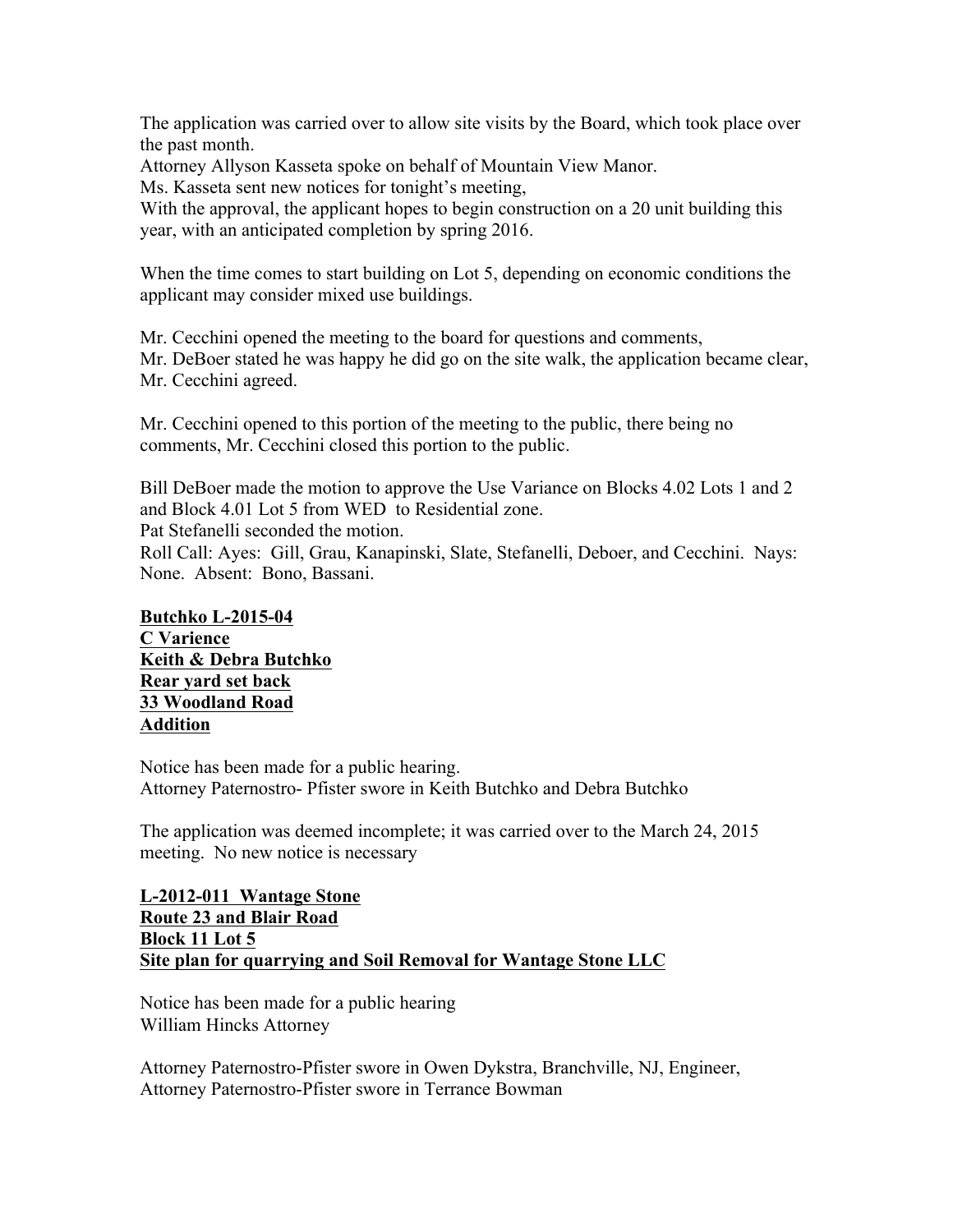The application was carried over to allow site visits by the Board, which took place over the past month.
Attorney Allyson Kasseta spoke on behalf of Mountain View Manor.
Ms. Kasseta sent new notices for tonight's meeting,
With the approval, the applicant hopes to begin construction on a 20 unit building this year, with an anticipated completion by spring 2016.

When the time comes to start building on Lot 5, depending on economic conditions the applicant may consider mixed use buildings.

Mr. Cecchini opened the meeting to the board for questions and comments,
Mr. DeBoer stated he was happy he did go on the site walk, the application became clear, Mr. Cecchini agreed.

Mr. Cecchini opened to this portion of the meeting to the public, there being no comments, Mr. Cecchini closed this portion to the public.

Bill DeBoer made the motion to approve the Use Variance on Blocks 4.02 Lots 1 and 2 and Block 4.01 Lot 5 from WED to Residential zone.
Pat Stefanelli seconded the motion.
Roll Call: Ayes: Gill, Grau, Kanapinski, Slate, Stefanelli, Deboer, and Cecchini. Nays: None. Absent: Bono, Bassani.

**Butchko L-2015-04**
**C Varience**
**Keith & Debra Butchko**
**Rear yard set back**
**33 Woodland Road**
**Addition**

Notice has been made for a public hearing.
Attorney Paternostro- Pfister swore in Keith Butchko and Debra Butchko

The application was deemed incomplete; it was carried over to the March 24, 2015 meeting. No new notice is necessary

**L-2012-011 Wantage Stone**
**Route 23 and Blair Road**
**Block 11 Lot 5**
**Site plan for quarrying and Soil Removal for Wantage Stone LLC**

Notice has been made for a public hearing
William Hincks Attorney

Attorney Paternostro-Pfister swore in Owen Dykstra, Branchville, NJ, Engineer,
Attorney Paternostro-Pfister swore in Terrance Bowman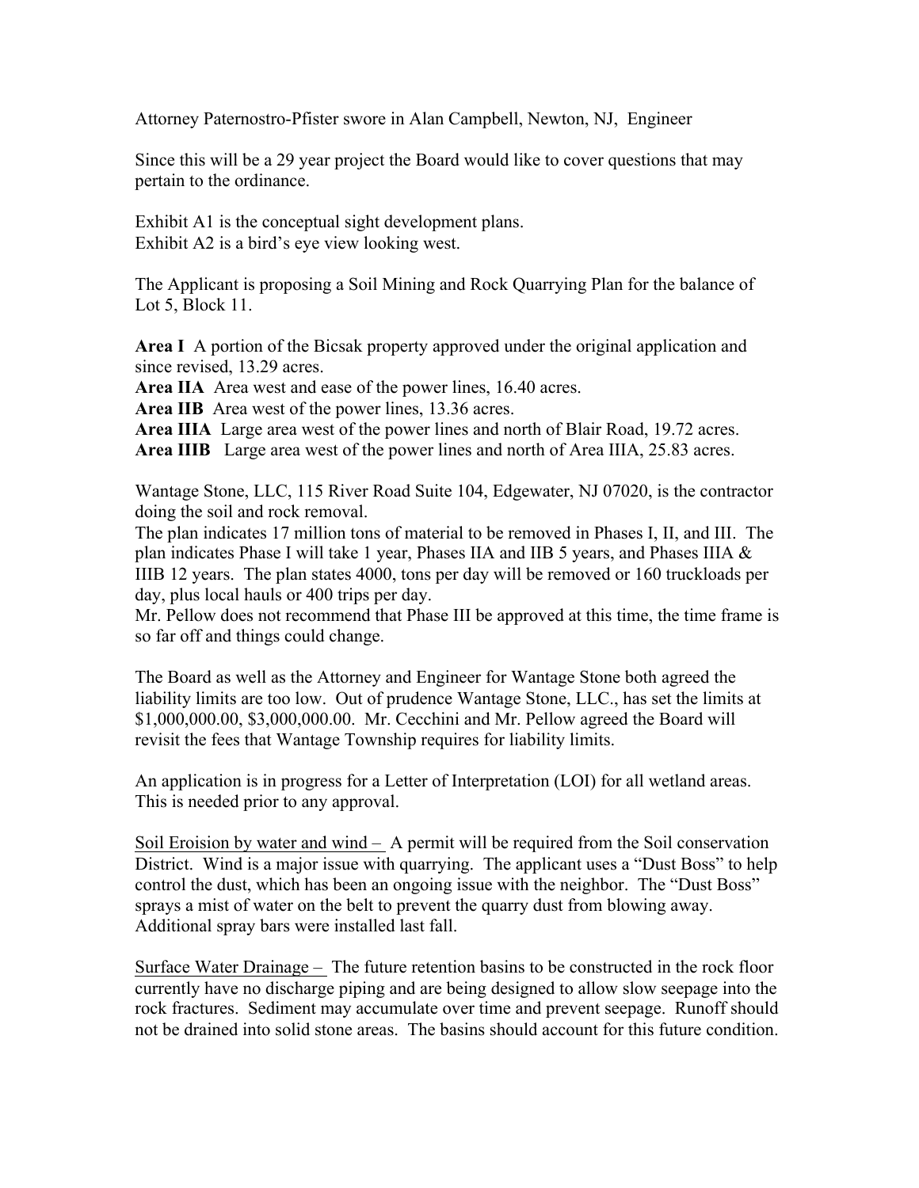Attorney Paternostro-Pfister swore in Alan Campbell, Newton, NJ, Engineer

Since this will be a 29 year project the Board would like to cover questions that may pertain to the ordinance.

Exhibit A1 is the conceptual sight development plans.
Exhibit A2 is a bird's eye view looking west.

The Applicant is proposing a Soil Mining and Rock Quarrying Plan for the balance of Lot 5, Block 11.

**Area I** A portion of the Bicsak property approved under the original application and since revised, 13.29 acres.
**Area IIA** Area west and ease of the power lines, 16.40 acres.
**Area IIB** Area west of the power lines, 13.36 acres.
**Area IIIA** Large area west of the power lines and north of Blair Road, 19.72 acres.
**Area IIIB** Large area west of the power lines and north of Area IIIA, 25.83 acres.

Wantage Stone, LLC, 115 River Road Suite 104, Edgewater, NJ 07020, is the contractor doing the soil and rock removal.
The plan indicates 17 million tons of material to be removed in Phases I, II, and III. The plan indicates Phase I will take 1 year, Phases IIA and IIB 5 years, and Phases IIIA & IIIB 12 years. The plan states 4000, tons per day will be removed or 160 truckloads per day, plus local hauls or 400 trips per day.
Mr. Pellow does not recommend that Phase III be approved at this time, the time frame is so far off and things could change.

The Board as well as the Attorney and Engineer for Wantage Stone both agreed the liability limits are too low. Out of prudence Wantage Stone, LLC., has set the limits at $1,000,000.00, $3,000,000.00. Mr. Cecchini and Mr. Pellow agreed the Board will revisit the fees that Wantage Township requires for liability limits.

An application is in progress for a Letter of Interpretation (LOI) for all wetland areas. This is needed prior to any approval.

<u>Soil Eroision by water and wind –</u> A permit will be required from the Soil conservation District. Wind is a major issue with quarrying. The applicant uses a "Dust Boss" to help control the dust, which has been an ongoing issue with the neighbor. The "Dust Boss" sprays a mist of water on the belt to prevent the quarry dust from blowing away. Additional spray bars were installed last fall.

<u>Surface Water Drainage –</u> The future retention basins to be constructed in the rock floor currently have no discharge piping and are being designed to allow slow seepage into the rock fractures. Sediment may accumulate over time and prevent seepage. Runoff should not be drained into solid stone areas. The basins should account for this future condition.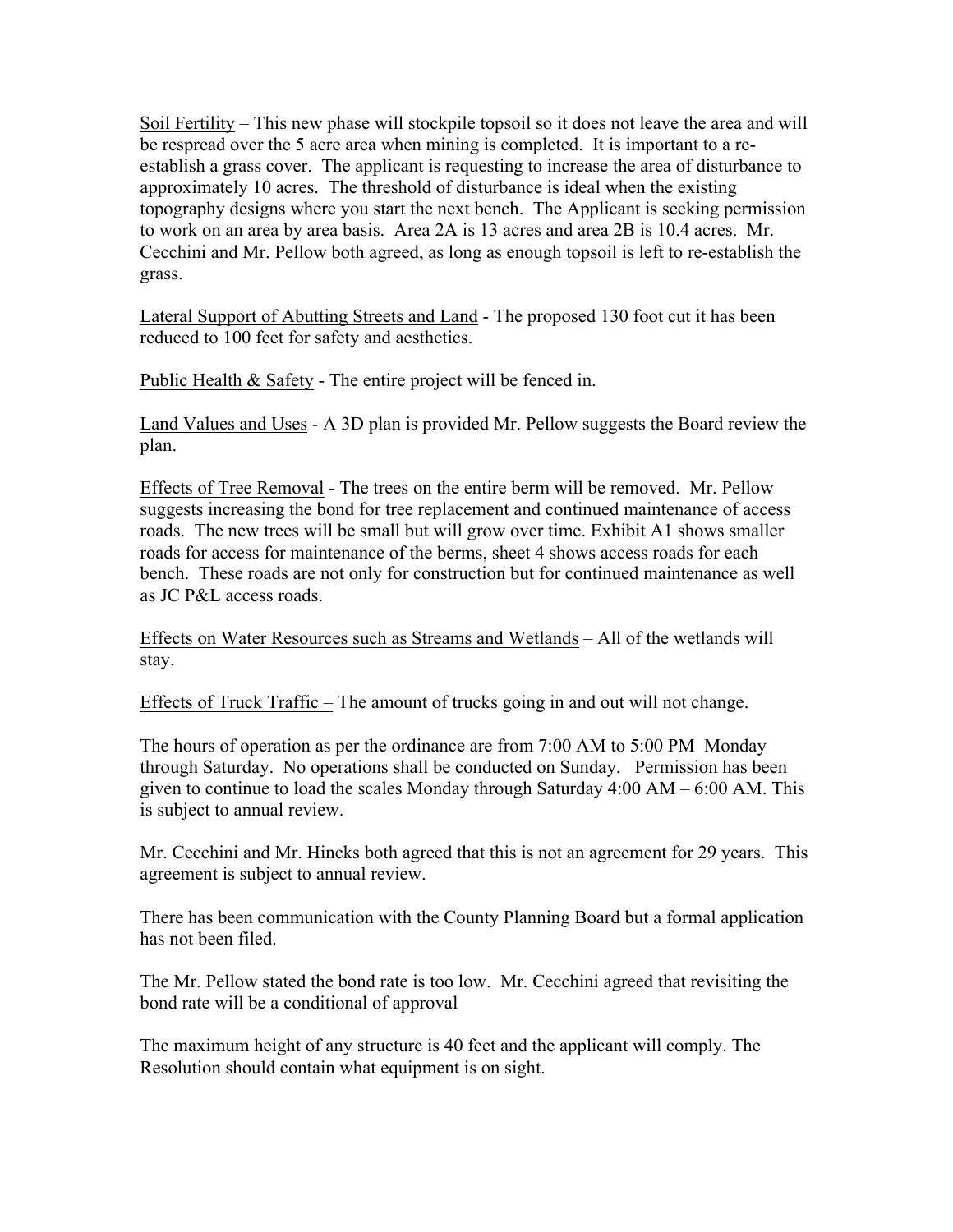Soil Fertility – This new phase will stockpile topsoil so it does not leave the area and will be respread over the 5 acre area when mining is completed. It is important to a re-establish a grass cover. The applicant is requesting to increase the area of disturbance to approximately 10 acres. The threshold of disturbance is ideal when the existing topography designs where you start the next bench. The Applicant is seeking permission to work on an area by area basis. Area 2A is 13 acres and area 2B is 10.4 acres. Mr. Cecchini and Mr. Pellow both agreed, as long as enough topsoil is left to re-establish the grass.

Lateral Support of Abutting Streets and Land - The proposed 130 foot cut it has been reduced to 100 feet for safety and aesthetics.

Public Health & Safety - The entire project will be fenced in.

Land Values and Uses - A 3D plan is provided Mr. Pellow suggests the Board review the plan.

Effects of Tree Removal - The trees on the entire berm will be removed. Mr. Pellow suggests increasing the bond for tree replacement and continued maintenance of access roads. The new trees will be small but will grow over time. Exhibit A1 shows smaller roads for access for maintenance of the berms, sheet 4 shows access roads for each bench. These roads are not only for construction but for continued maintenance as well as JC P&L access roads.

Effects on Water Resources such as Streams and Wetlands – All of the wetlands will stay.

Effects of Truck Traffic – The amount of trucks going in and out will not change.

The hours of operation as per the ordinance are from 7:00 AM to 5:00 PM Monday through Saturday. No operations shall be conducted on Sunday. Permission has been given to continue to load the scales Monday through Saturday 4:00 AM – 6:00 AM. This is subject to annual review.

Mr. Cecchini and Mr. Hincks both agreed that this is not an agreement for 29 years. This agreement is subject to annual review.

There has been communication with the County Planning Board but a formal application has not been filed.

The Mr. Pellow stated the bond rate is too low. Mr. Cecchini agreed that revisiting the bond rate will be a conditional of approval

The maximum height of any structure is 40 feet and the applicant will comply. The Resolution should contain what equipment is on sight.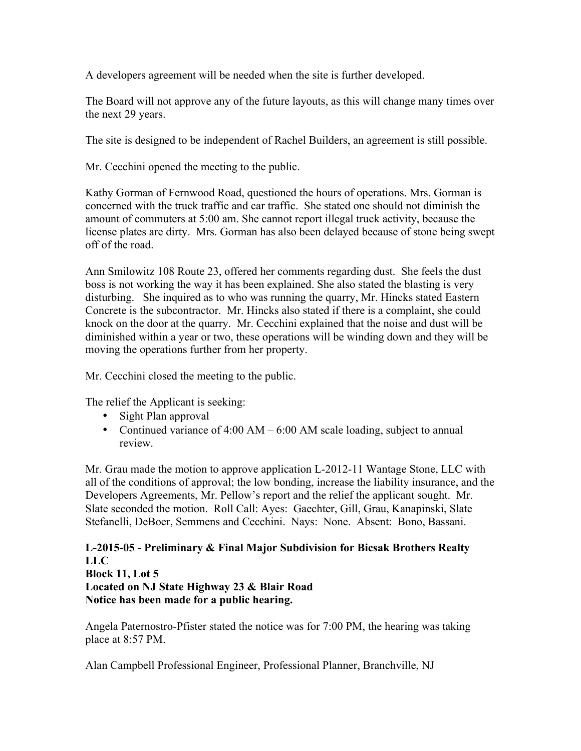A developers agreement will be needed when the site is further developed.

The Board will not approve any of the future layouts, as this will change many times over the next 29 years.

The site is designed to be independent of Rachel Builders, an agreement is still possible.

Mr. Cecchini opened the meeting to the public.

Kathy Gorman of Fernwood Road, questioned the hours of operations. Mrs. Gorman is concerned with the truck traffic and car traffic. She stated one should not diminish the amount of commuters at 5:00 am. She cannot report illegal truck activity, because the license plates are dirty. Mrs. Gorman has also been delayed because of stone being swept off of the road.

Ann Smilowitz 108 Route 23, offered her comments regarding dust. She feels the dust boss is not working the way it has been explained. She also stated the blasting is very disturbing. She inquired as to who was running the quarry, Mr. Hincks stated Eastern Concrete is the subcontractor. Mr. Hincks also stated if there is a complaint, she could knock on the door at the quarry. Mr. Cecchini explained that the noise and dust will be diminished within a year or two, these operations will be winding down and they will be moving the operations further from her property.

Mr. Cecchini closed the meeting to the public.

The relief the Applicant is seeking:

- Sight Plan approval
- Continued variance of 4:00 AM – 6:00 AM scale loading, subject to annual review.

Mr. Grau made the motion to approve application L-2012-11 Wantage Stone, LLC with all of the conditions of approval; the low bonding, increase the liability insurance, and the Developers Agreements, Mr. Pellow's report and the relief the applicant sought. Mr. Slate seconded the motion. Roll Call: Ayes: Gaechter, Gill, Grau, Kanapinski, Slate Stefanelli, DeBoer, Semmens and Cecchini. Nays: None. Absent: Bono, Bassani.

**L-2015-05 - Preliminary & Final Major Subdivision for Bicsak Brothers Realty LLC**
**Block 11, Lot 5**
**Located on NJ State Highway 23 & Blair Road**
**Notice has been made for a public hearing.**

Angela Paternostro-Pfister stated the notice was for 7:00 PM, the hearing was taking place at 8:57 PM.

Alan Campbell Professional Engineer, Professional Planner, Branchville, NJ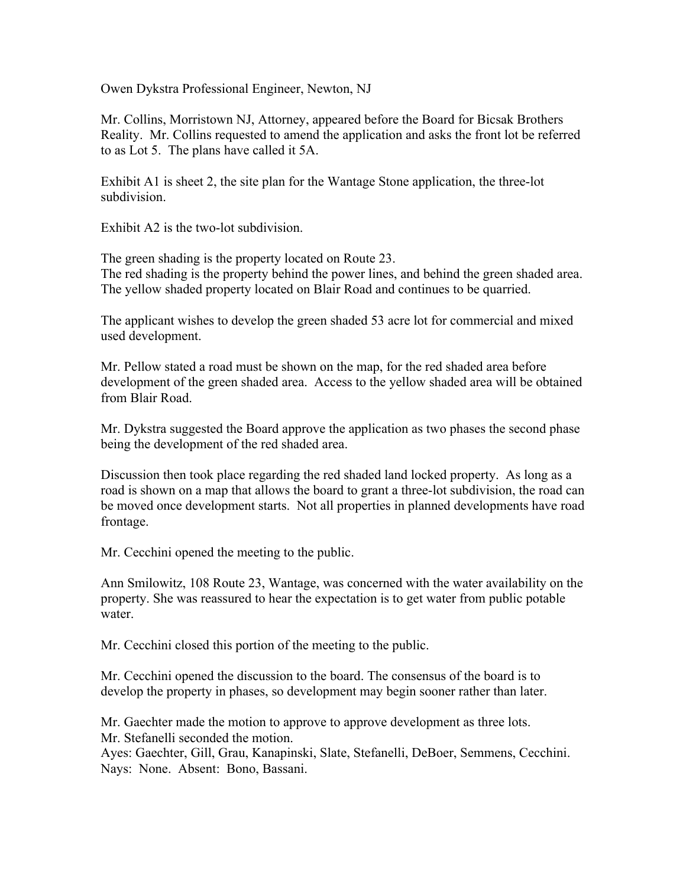Owen Dykstra Professional Engineer, Newton, NJ

Mr. Collins, Morristown NJ, Attorney, appeared before the Board for Bicsak Brothers Reality. Mr. Collins requested to amend the application and asks the front lot be referred to as Lot 5. The plans have called it 5A.

Exhibit A1 is sheet 2, the site plan for the Wantage Stone application, the three-lot subdivision.

Exhibit A2 is the two-lot subdivision.

The green shading is the property located on Route 23.
The red shading is the property behind the power lines, and behind the green shaded area.
The yellow shaded property located on Blair Road and continues to be quarried.

The applicant wishes to develop the green shaded 53 acre lot for commercial and mixed used development.

Mr. Pellow stated a road must be shown on the map, for the red shaded area before development of the green shaded area. Access to the yellow shaded area will be obtained from Blair Road.

Mr. Dykstra suggested the Board approve the application as two phases the second phase being the development of the red shaded area.

Discussion then took place regarding the red shaded land locked property. As long as a road is shown on a map that allows the board to grant a three-lot subdivision, the road can be moved once development starts. Not all properties in planned developments have road frontage.

Mr. Cecchini opened the meeting to the public.

Ann Smilowitz, 108 Route 23, Wantage, was concerned with the water availability on the property. She was reassured to hear the expectation is to get water from public potable water.

Mr. Cecchini closed this portion of the meeting to the public.

Mr. Cecchini opened the discussion to the board. The consensus of the board is to develop the property in phases, so development may begin sooner rather than later.

Mr. Gaechter made the motion to approve to approve development as three lots.
Mr. Stefanelli seconded the motion.
Ayes: Gaechter, Gill, Grau, Kanapinski, Slate, Stefanelli, DeBoer, Semmens, Cecchini.
Nays: None. Absent: Bono, Bassani.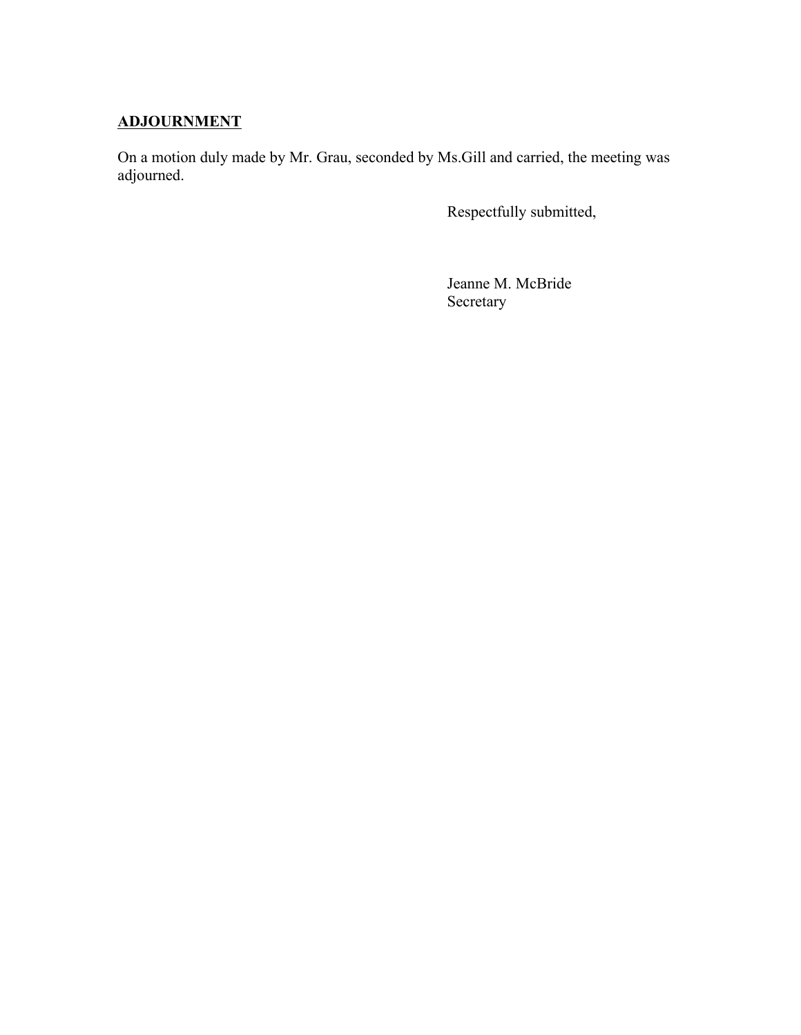**ADJOURNMENT**

On a motion duly made by Mr. Grau, seconded by Ms.Gill and carried, the meeting was adjourned.

Respectfully submitted,

Jeanne M. McBride
Secretary